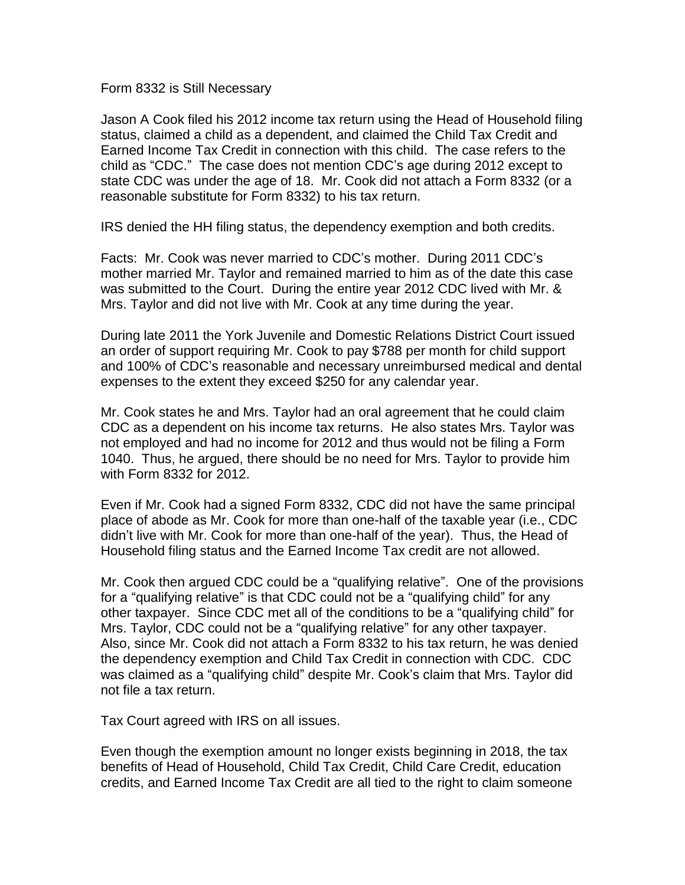# Form 8332 is Still Necessary

Jason A Cook filed his 2012 income tax return using the Head of Household filing status, claimed a child as a dependent, and claimed the Child Tax Credit and Earned Income Tax Credit in connection with this child. The case refers to the child as "CDC." The case does not mention CDC's age during 2012 except to state CDC was under the age of 18. Mr. Cook did not attach a Form 8332 (or a reasonable substitute for Form 8332) to his tax return.

IRS denied the HH filing status, the dependency exemption and both credits.

Facts: Mr. Cook was never married to CDC's mother. During 2011 CDC's mother married Mr. Taylor and remained married to him as of the date this case was submitted to the Court. During the entire year 2012 CDC lived with Mr. & Mrs. Taylor and did not live with Mr. Cook at any time during the year.

During late 2011 the York Juvenile and Domestic Relations District Court issued an order of support requiring Mr. Cook to pay $788 per month for child support and 100% of CDC's reasonable and necessary unreimbursed medical and dental expenses to the extent they exceed $250 for any calendar year.

Mr. Cook states he and Mrs. Taylor had an oral agreement that he could claim CDC as a dependent on his income tax returns. He also states Mrs. Taylor was not employed and had no income for 2012 and thus would not be filing a Form 1040. Thus, he argued, there should be no need for Mrs. Taylor to provide him with Form 8332 for 2012.

Even if Mr. Cook had a signed Form 8332, CDC did not have the same principal place of abode as Mr. Cook for more than one-half of the taxable year (i.e., CDC didn't live with Mr. Cook for more than one-half of the year). Thus, the Head of Household filing status and the Earned Income Tax credit are not allowed.

Mr. Cook then argued CDC could be a "qualifying relative". One of the provisions for a "qualifying relative" is that CDC could not be a "qualifying child" for any other taxpayer. Since CDC met all of the conditions to be a "qualifying child" for Mrs. Taylor, CDC could not be a "qualifying relative" for any other taxpayer. Also, since Mr. Cook did not attach a Form 8332 to his tax return, he was denied the dependency exemption and Child Tax Credit in connection with CDC. CDC was claimed as a "qualifying child" despite Mr. Cook's claim that Mrs. Taylor did not file a tax return.

Tax Court agreed with IRS on all issues.

Even though the exemption amount no longer exists beginning in 2018, the tax benefits of Head of Household, Child Tax Credit, Child Care Credit, education credits, and Earned Income Tax Credit are all tied to the right to claim someone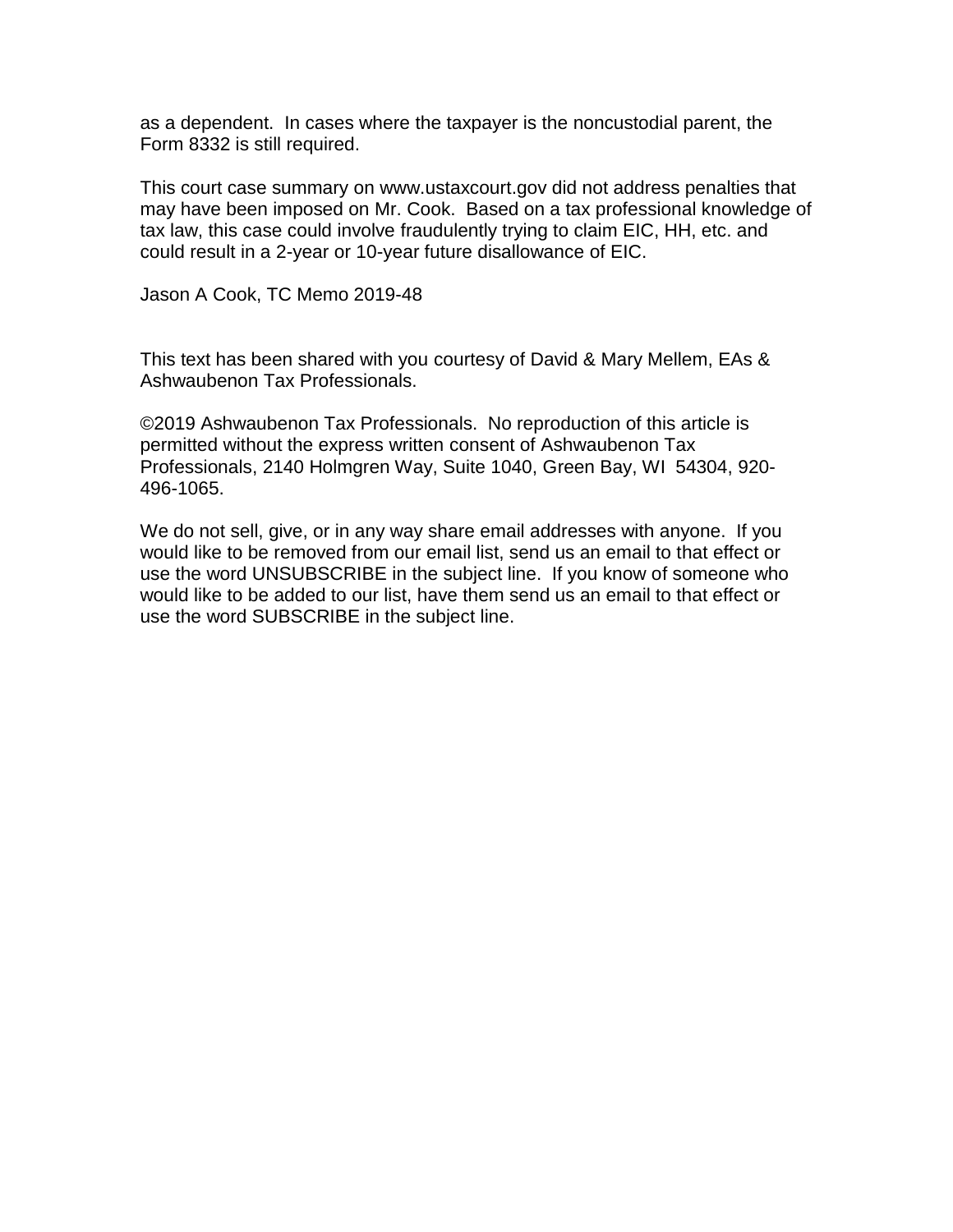as a dependent. In cases where the taxpayer is the noncustodial parent, the Form 8332 is still required.

This court case summary on www.ustaxcourt.gov did not address penalties that may have been imposed on Mr. Cook. Based on a tax professional knowledge of tax law, this case could involve fraudulently trying to claim EIC, HH, etc. and could result in a 2-year or 10-year future disallowance of EIC.

Jason A Cook, TC Memo 2019-48

This text has been shared with you courtesy of David & Mary Mellem, EAs & Ashwaubenon Tax Professionals.

©2019 Ashwaubenon Tax Professionals. No reproduction of this article is permitted without the express written consent of Ashwaubenon Tax Professionals, 2140 Holmgren Way, Suite 1040, Green Bay, WI 54304, 920-496-1065.

We do not sell, give, or in any way share email addresses with anyone. If you would like to be removed from our email list, send us an email to that effect or use the word UNSUBSCRIBE in the subject line. If you know of someone who would like to be added to our list, have them send us an email to that effect or use the word SUBSCRIBE in the subject line.